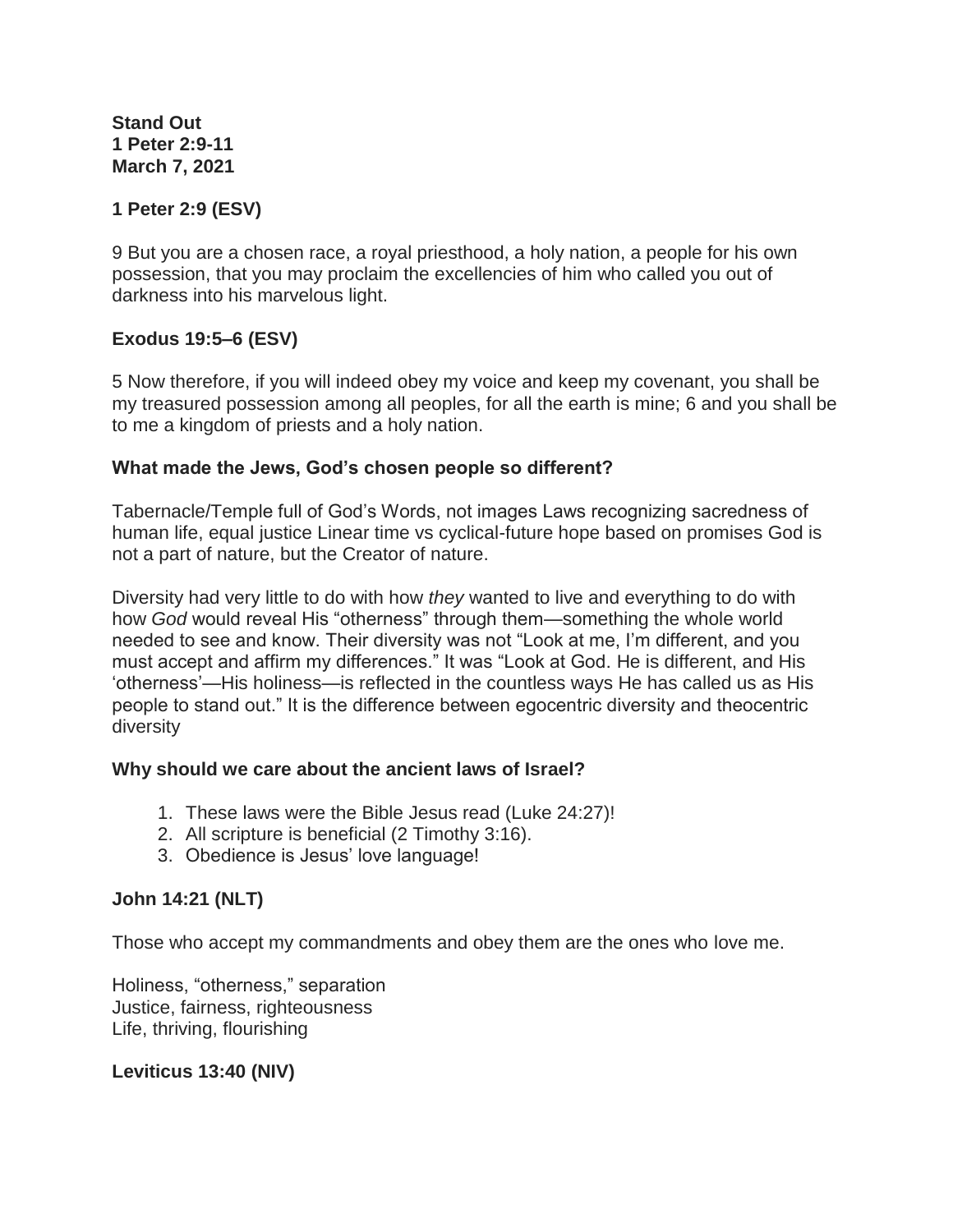**Stand Out**
**1 Peter 2:9-11**
**March 7, 2021**

**1 Peter 2:9 (ESV)**

9 But you are a chosen race, a royal priesthood, a holy nation, a people for his own possession, that you may proclaim the excellencies of him who called you out of darkness into his marvelous light.

**Exodus 19:5–6 (ESV)**

5 Now therefore, if you will indeed obey my voice and keep my covenant, you shall be my treasured possession among all peoples, for all the earth is mine; 6 and you shall be to me a kingdom of priests and a holy nation.

**What made the Jews, God's chosen people so different?**

Tabernacle/Temple full of God's Words, not images Laws recognizing sacredness of human life, equal justice Linear time vs cyclical-future hope based on promises God is not a part of nature, but the Creator of nature.

Diversity had very little to do with how *they* wanted to live and everything to do with how *God* would reveal His "otherness" through them—something the whole world needed to see and know. Their diversity was not "Look at me, I'm different, and you must accept and affirm my differences." It was "Look at God. He is different, and His 'otherness'—His holiness—is reflected in the countless ways He has called us as His people to stand out." It is the difference between egocentric diversity and theocentric diversity

**Why should we care about the ancient laws of Israel?**

1. These laws were the Bible Jesus read (Luke 24:27)!
2. All scripture is beneficial (2 Timothy 3:16).
3. Obedience is Jesus' love language!

**John 14:21 (NLT)**

Those who accept my commandments and obey them are the ones who love me.

Holiness, "otherness," separation
Justice, fairness, righteousness
Life, thriving, flourishing

**Leviticus 13:40 (NIV)**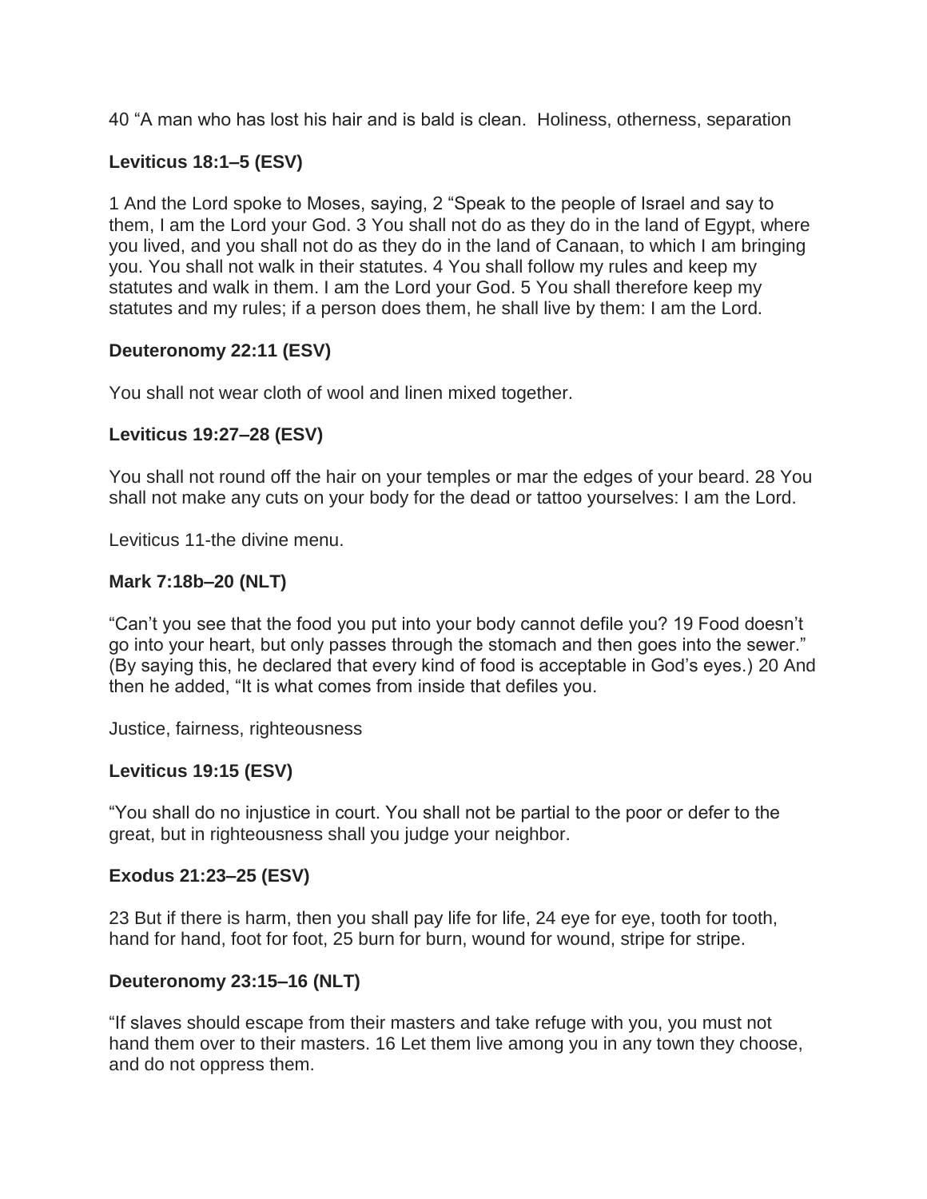40 “A man who has lost his hair and is bald is clean.  Holiness, otherness, separation

**Leviticus 18:1–5 (ESV)**

1 And the Lord spoke to Moses, saying, 2 “Speak to the people of Israel and say to them, I am the Lord your God. 3 You shall not do as they do in the land of Egypt, where you lived, and you shall not do as they do in the land of Canaan, to which I am bringing you. You shall not walk in their statutes. 4 You shall follow my rules and keep my statutes and walk in them. I am the Lord your God. 5 You shall therefore keep my statutes and my rules; if a person does them, he shall live by them: I am the Lord.

**Deuteronomy 22:11 (ESV)**

You shall not wear cloth of wool and linen mixed together.

**Leviticus 19:27–28 (ESV)**

You shall not round off the hair on your temples or mar the edges of your beard. 28 You shall not make any cuts on your body for the dead or tattoo yourselves: I am the Lord.

Leviticus 11-the divine menu.

**Mark 7:18b–20 (NLT)**

“Can’t you see that the food you put into your body cannot defile you? 19 Food doesn’t go into your heart, but only passes through the stomach and then goes into the sewer.” (By saying this, he declared that every kind of food is acceptable in God’s eyes.) 20 And then he added, “It is what comes from inside that defiles you.

Justice, fairness, righteousness

**Leviticus 19:15 (ESV)**

“You shall do no injustice in court. You shall not be partial to the poor or defer to the great, but in righteousness shall you judge your neighbor.

**Exodus 21:23–25 (ESV)**

23 But if there is harm, then you shall pay life for life, 24 eye for eye, tooth for tooth, hand for hand, foot for foot, 25 burn for burn, wound for wound, stripe for stripe.

**Deuteronomy 23:15–16 (NLT)**

“If slaves should escape from their masters and take refuge with you, you must not hand them over to their masters. 16 Let them live among you in any town they choose, and do not oppress them.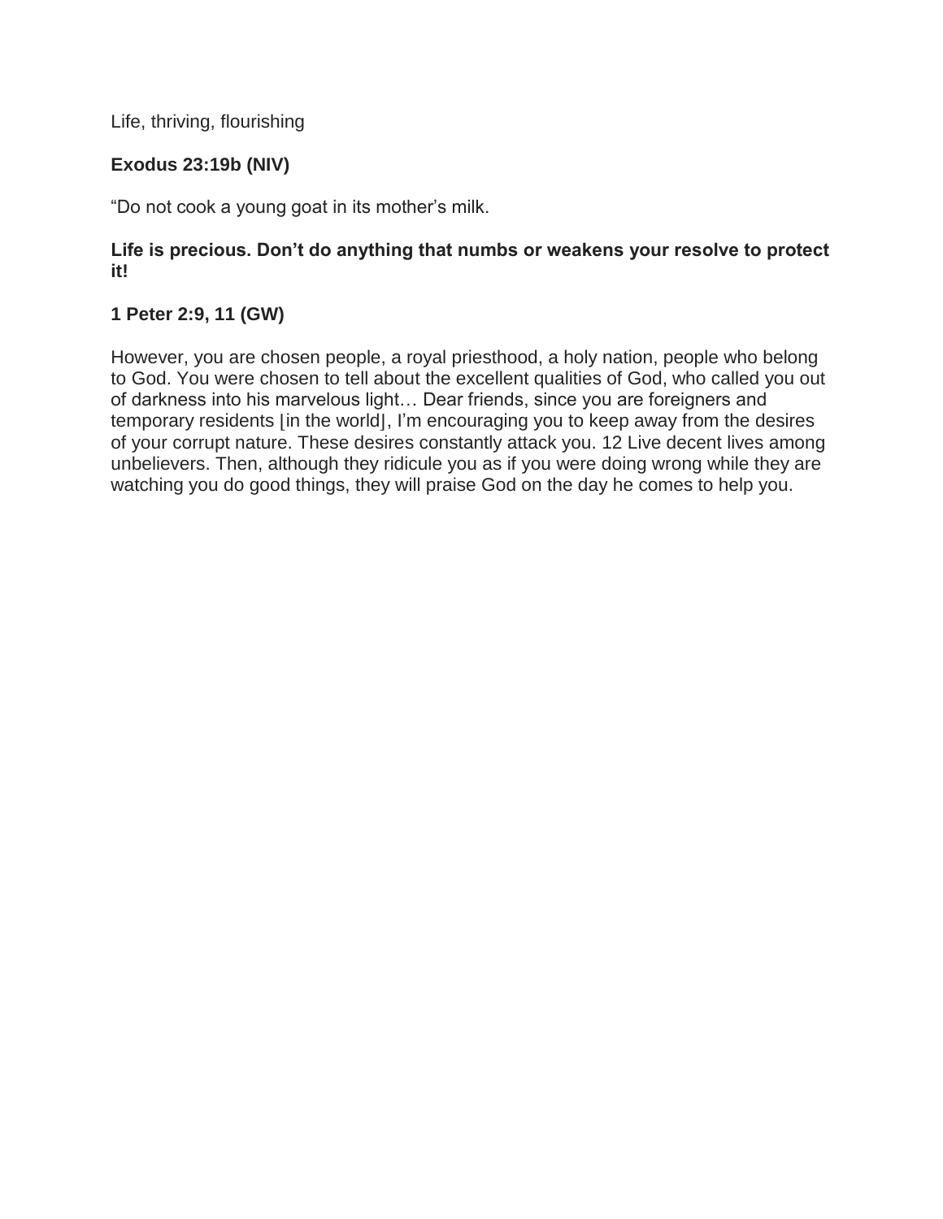Life, thriving, flourishing

**Exodus 23:19b (NIV)**

“Do not cook a young goat in its mother’s milk.

**Life is precious. Don’t do anything that numbs or weakens your resolve to protect it!**

**1 Peter 2:9, 11 (GW)**

However, you are chosen people, a royal priesthood, a holy nation, people who belong to God. You were chosen to tell about the excellent qualities of God, who called you out of darkness into his marvelous light… Dear friends, since you are foreigners and temporary residents ⌊in the world⌋, I’m encouraging you to keep away from the desires of your corrupt nature. These desires constantly attack you. 12 Live decent lives among unbelievers. Then, although they ridicule you as if you were doing wrong while they are watching you do good things, they will praise God on the day he comes to help you.